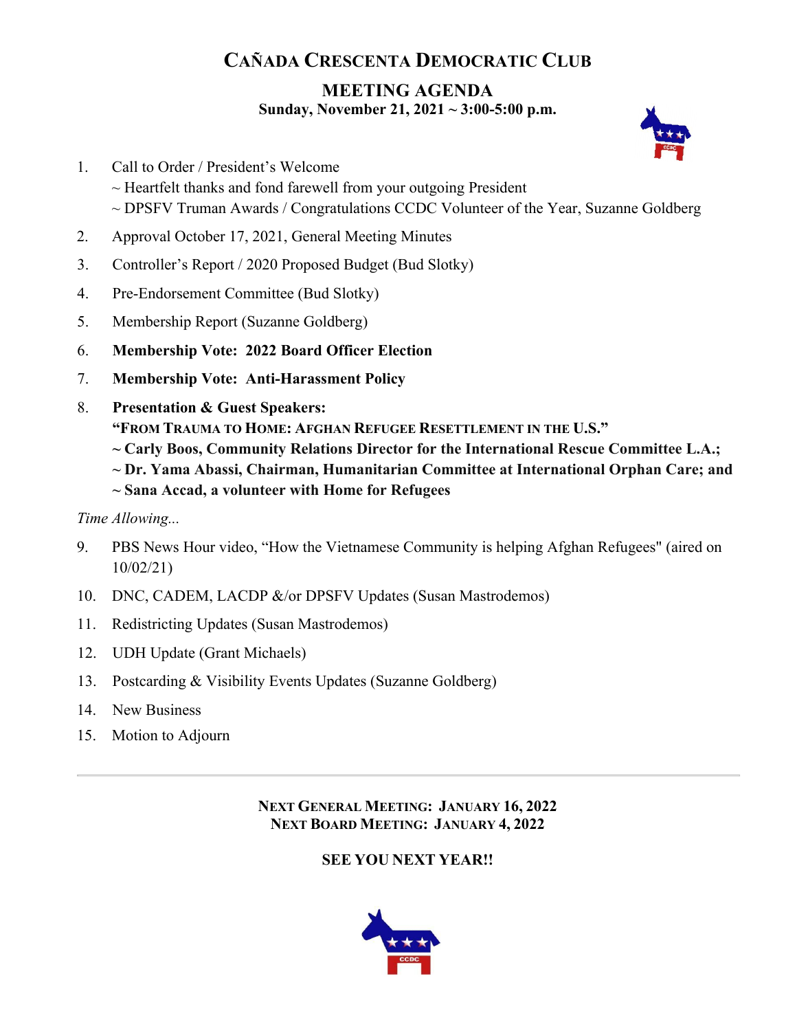# CAÑADA CRESCENTA DEMOCRATIC CLUB

## MEETING AGENDA

**Sunday, November 21, 2021 ~ 3:00-5:00 p.m.**

1. Call to Order / President's Welcome
   ~ Heartfelt thanks and fond farewell from your outgoing President
   ~ DPSFV Truman Awards / Congratulations CCDC Volunteer of the Year, Suzanne Goldberg
2. Approval October 17, 2021, General Meeting Minutes
3. Controller's Report / 2020 Proposed Budget (Bud Slotky)
4. Pre-Endorsement Committee (Bud Slotky)
5. Membership Report (Suzanne Goldberg)
6. **Membership Vote: 2022 Board Officer Election**
7. **Membership Vote: Anti-Harassment Policy**
8. **Presentation & Guest Speakers:**
   **"FROM TRAUMA TO HOME: AFGHAN REFUGEE RESETTLEMENT IN THE U.S."**
   **~ Carly Boos, Community Relations Director for the International Rescue Committee L.A.;**
   **~ Dr. Yama Abassi, Chairman, Humanitarian Committee at International Orphan Care; and**
   **~ Sana Accad, a volunteer with Home for Refugees**

*Time Allowing...*

9. PBS News Hour video, "How the Vietnamese Community is helping Afghan Refugees" (aired on 10/02/21)
10. DNC, CADEM, LACDP &/or DPSFV Updates (Susan Mastrodemos)
11. Redistricting Updates (Susan Mastrodemos)
12. UDH Update (Grant Michaels)
13. Postcarding & Visibility Events Updates (Suzanne Goldberg)
14. New Business
15. Motion to Adjourn

---

**NEXT GENERAL MEETING: JANUARY 16, 2022**
**NEXT BOARD MEETING: JANUARY 4, 2022**

**SEE YOU NEXT YEAR!!**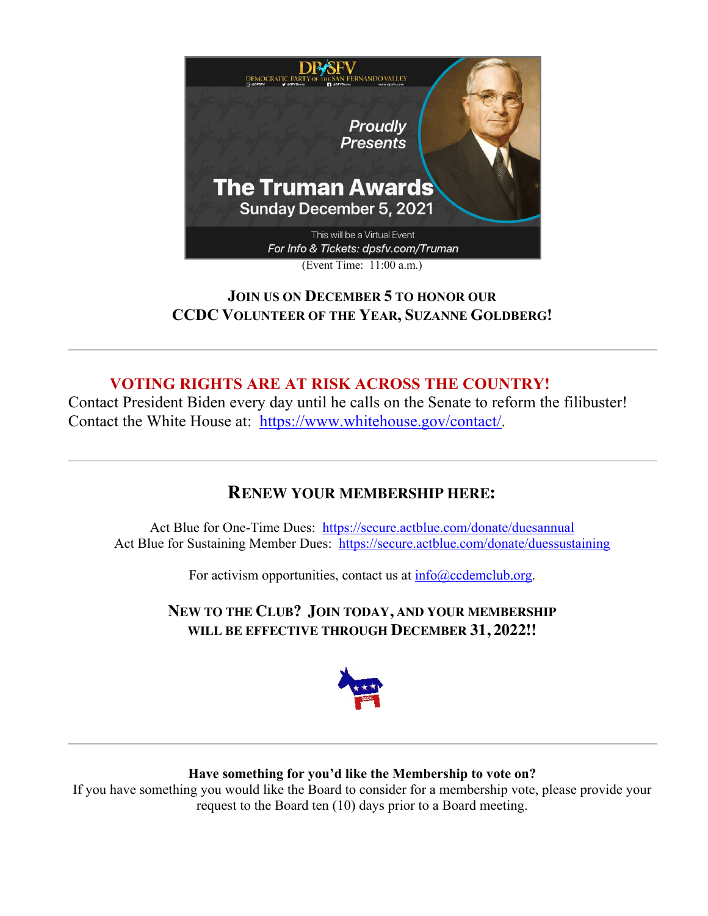DPSFV
DEMOCRATIC PARTY OF THE SAN FERNANDO VALLEY

Proudly Presents

The Truman Awards
Sunday December 5, 2021

This will be a Virtual Event
For Info & Tickets: dpsfv.com/Truman

(Event Time: 11:00 a.m.)

**JOIN US ON DECEMBER 5 TO HONOR OUR CCDC VOLUNTEER OF THE YEAR, SUZANNE GOLDBERG!**

---

**VOTING RIGHTS ARE AT RISK ACROSS THE COUNTRY!**

Contact President Biden every day until he calls on the Senate to reform the filibuster!
Contact the White House at: https://www.whitehouse.gov/contact/.

---

## RENEW YOUR MEMBERSHIP HERE:

Act Blue for One-Time Dues: https://secure.actblue.com/donate/duesannual
Act Blue for Sustaining Member Dues: https://secure.actblue.com/donate/duessustaining

For activism opportunities, contact us at info@ccdemclub.org.

**NEW TO THE CLUB? JOIN TODAY, AND YOUR MEMBERSHIP WILL BE EFFECTIVE THROUGH DECEMBER 31, 2022!!**

---

**Have something for you'd like the Membership to vote on?**

If you have something you would like the Board to consider for a membership vote, please provide your request to the Board ten (10) days prior to a Board meeting.